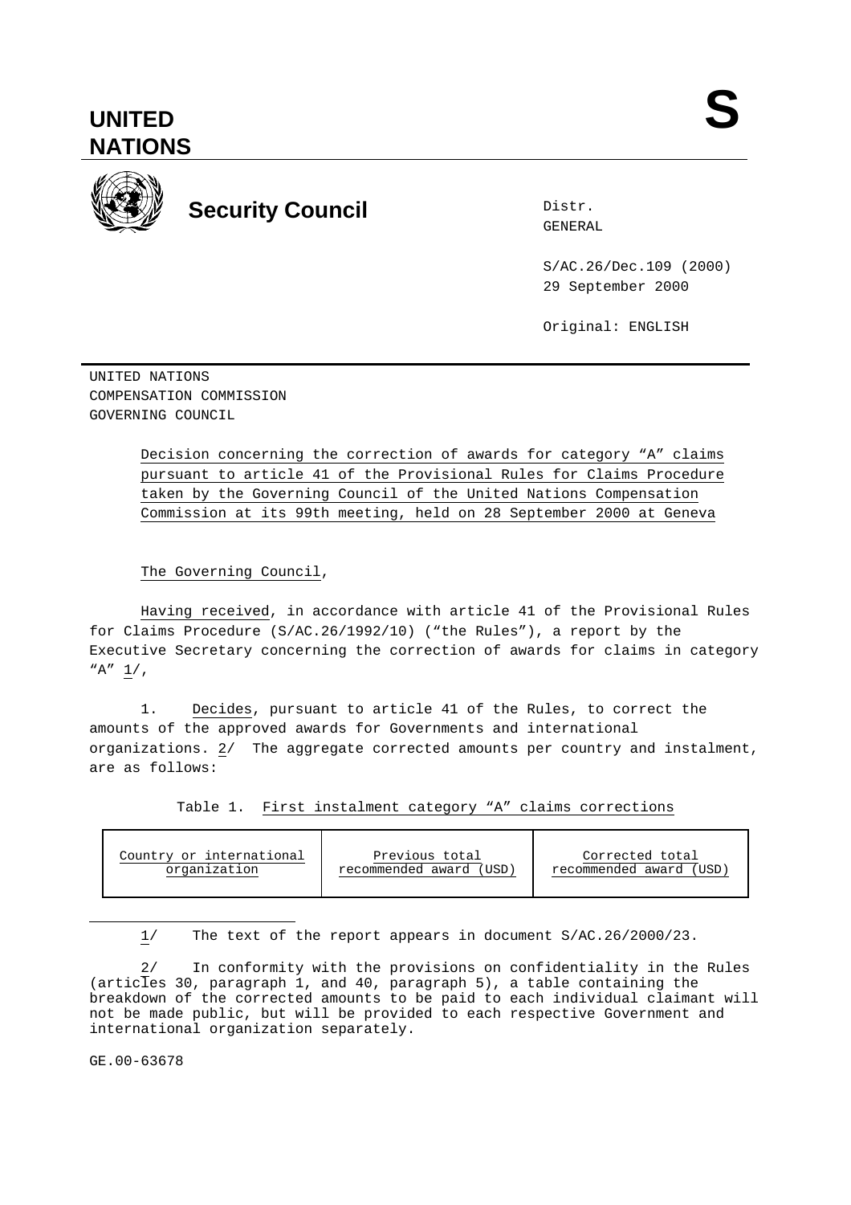UNITED NATIONS

S

Security Council

Distr.
GENERAL

S/AC.26/Dec.109 (2000)
29 September 2000

Original: ENGLISH

UNITED NATIONS
COMPENSATION COMMISSION
GOVERNING COUNCIL

Decision concerning the correction of awards for category "A" claims pursuant to article 41 of the Provisional Rules for Claims Procedure taken by the Governing Council of the United Nations Compensation Commission at its 99th meeting, held on 28 September 2000 at Geneva

The Governing Council,

Having received, in accordance with article 41 of the Provisional Rules for Claims Procedure (S/AC.26/1992/10) ("the Rules"), a report by the Executive Secretary concerning the correction of awards for claims in category "A" 1/,

1. Decides, pursuant to article 41 of the Rules, to correct the amounts of the approved awards for Governments and international organizations. 2/ The aggregate corrected amounts per country and instalment, are as follows:

Table 1. First instalment category "A" claims corrections

| Country or international organization | Previous total recommended award (USD) | Corrected total recommended award (USD) |
|---|---|---|

1/ The text of the report appears in document S/AC.26/2000/23.

2/ In conformity with the provisions on confidentiality in the Rules (articles 30, paragraph 1, and 40, paragraph 5), a table containing the breakdown of the corrected amounts to be paid to each individual claimant will not be made public, but will be provided to each respective Government and international organization separately.

GE.00-63678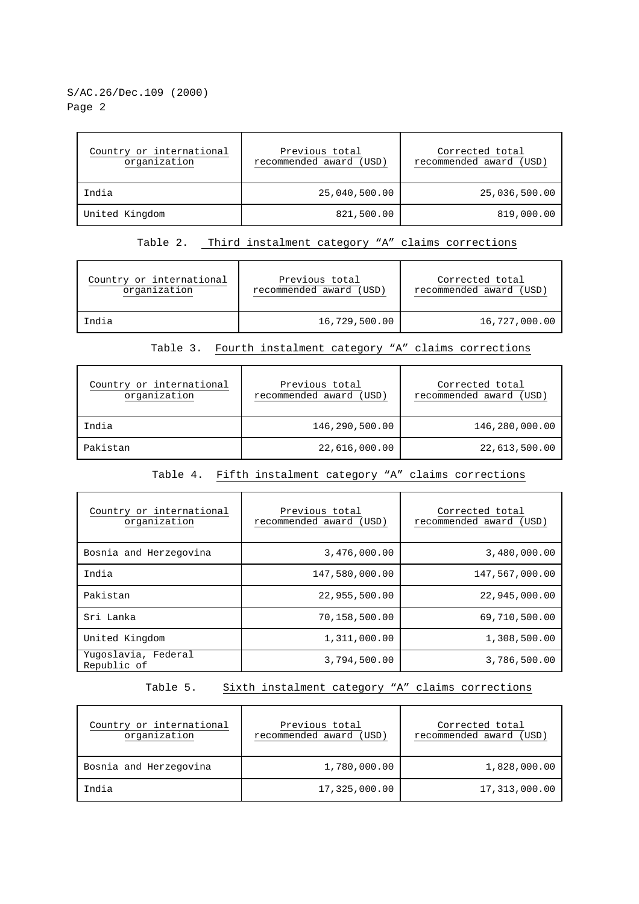| Country or international organization | Previous total recommended award (USD) | Corrected total recommended award (USD) |
|---|---|---|
| India | 25,040,500.00 | 25,036,500.00 |
| United Kingdom | 821,500.00 | 819,000.00 |

Table 2. Third instalment category “A” claims corrections

| Country or international organization | Previous total recommended award (USD) | Corrected total recommended award (USD) |
|---|---|---|
| India | 16,729,500.00 | 16,727,000.00 |

Table 3. Fourth instalment category “A” claims corrections

| Country or international organization | Previous total recommended award (USD) | Corrected total recommended award (USD) |
|---|---|---|
| India | 146,290,500.00 | 146,280,000.00 |
| Pakistan | 22,616,000.00 | 22,613,500.00 |

Table 4. Fifth instalment category “A” claims corrections

| Country or international organization | Previous total recommended award (USD) | Corrected total recommended award (USD) |
|---|---|---|
| Bosnia and Herzegovina | 3,476,000.00 | 3,480,000.00 |
| India | 147,580,000.00 | 147,567,000.00 |
| Pakistan | 22,955,500.00 | 22,945,000.00 |
| Sri Lanka | 70,158,500.00 | 69,710,500.00 |
| United Kingdom | 1,311,000.00 | 1,308,500.00 |
| Yugoslavia, Federal Republic of | 3,794,500.00 | 3,786,500.00 |

Table 5. Sixth instalment category “A” claims corrections

| Country or international organization | Previous total recommended award (USD) | Corrected total recommended award (USD) |
|---|---|---|
| Bosnia and Herzegovina | 1,780,000.00 | 1,828,000.00 |
| India | 17,325,000.00 | 17,313,000.00 |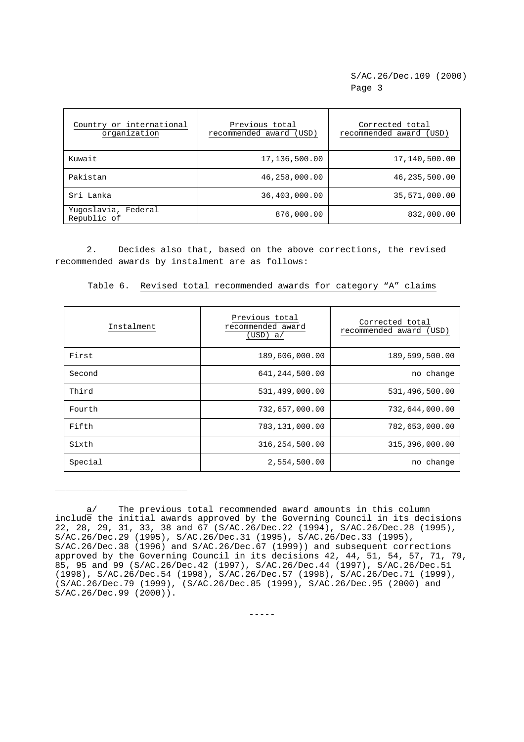| Country or international organization | Previous total recommended award (USD) | Corrected total recommended award (USD) |
|---|---|---|
| Kuwait | 17,136,500.00 | 17,140,500.00 |
| Pakistan | 46,258,000.00 | 46,235,500.00 |
| Sri Lanka | 36,403,000.00 | 35,571,000.00 |
| Yugoslavia, Federal Republic of | 876,000.00 | 832,000.00 |

2. Decides also that, based on the above corrections, the revised recommended awards by instalment are as follows:

Table 6. Revised total recommended awards for category "A" claims

| Instalment | Previous total recommended award (USD) a/ | Corrected total recommended award (USD) |
|---|---|---|
| First | 189,606,000.00 | 189,599,500.00 |
| Second | 641,244,500.00 | no change |
| Third | 531,499,000.00 | 531,496,500.00 |
| Fourth | 732,657,000.00 | 732,644,000.00 |
| Fifth | 783,131,000.00 | 782,653,000.00 |
| Sixth | 316,254,500.00 | 315,396,000.00 |
| Special | 2,554,500.00 | no change |

a/ The previous total recommended award amounts in this column include the initial awards approved by the Governing Council in its decisions 22, 28, 29, 31, 33, 38 and 67 (S/AC.26/Dec.22 (1994), S/AC.26/Dec.28 (1995), S/AC.26/Dec.29 (1995), S/AC.26/Dec.31 (1995), S/AC.26/Dec.33 (1995), S/AC.26/Dec.38 (1996) and S/AC.26/Dec.67 (1999)) and subsequent corrections approved by the Governing Council in its decisions 42, 44, 51, 54, 57, 71, 79, 85, 95 and 99 (S/AC.26/Dec.42 (1997), S/AC.26/Dec.44 (1997), S/AC.26/Dec.51 (1998), S/AC.26/Dec.54 (1998), S/AC.26/Dec.57 (1998), S/AC.26/Dec.71 (1999), (S/AC.26/Dec.79 (1999), (S/AC.26/Dec.85 (1999), S/AC.26/Dec.95 (2000) and S/AC.26/Dec.99 (2000)).

-----